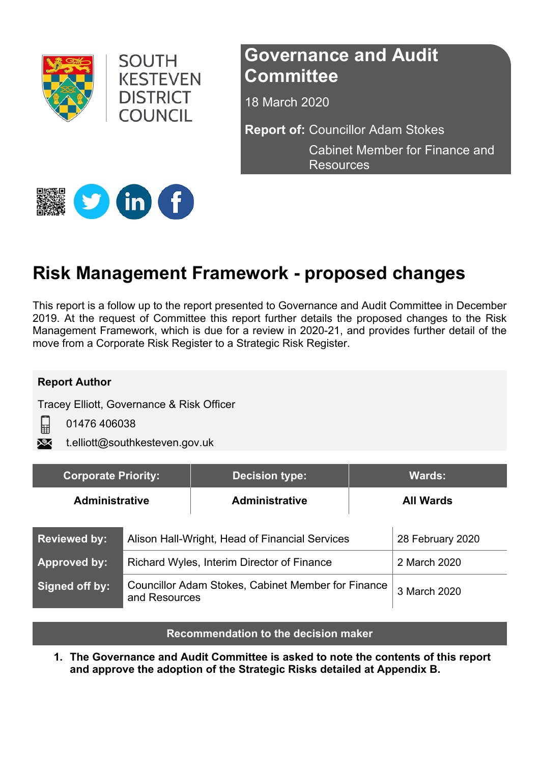SOUTH KESTEVEN DISTRICT COUNCIL

## Governance and Audit Committee

18 March 2020

**Report of:** Councillor Adam Stokes
Cabinet Member for Finance and Resources

# Risk Management Framework - proposed changes

This report is a follow up to the report presented to Governance and Audit Committee in December 2019. At the request of Committee this report further details the proposed changes to the Risk Management Framework, which is due for a review in 2020-21, and provides further detail of the move from a Corporate Risk Register to a Strategic Risk Register.

**Report Author**

Tracey Elliott, Governance & Risk Officer

01476 406038

t.elliott@southkesteven.gov.uk

| Corporate Priority: | Decision type: | Wards: |
|---|---|---|
| **Administrative** | **Administrative** | **All Wards** |

| | | |
|---|---|---|
| **Reviewed by:** | Alison Hall-Wright, Head of Financial Services | 28 February 2020 |
| **Approved by:** | Richard Wyles, Interim Director of Finance | 2 March 2020 |
| **Signed off by:** | Councillor Adam Stokes, Cabinet Member for Finance and Resources | 3 March 2020 |

**Recommendation to the decision maker**

1. **The Governance and Audit Committee is asked to note the contents of this report and approve the adoption of the Strategic Risks detailed at Appendix B.**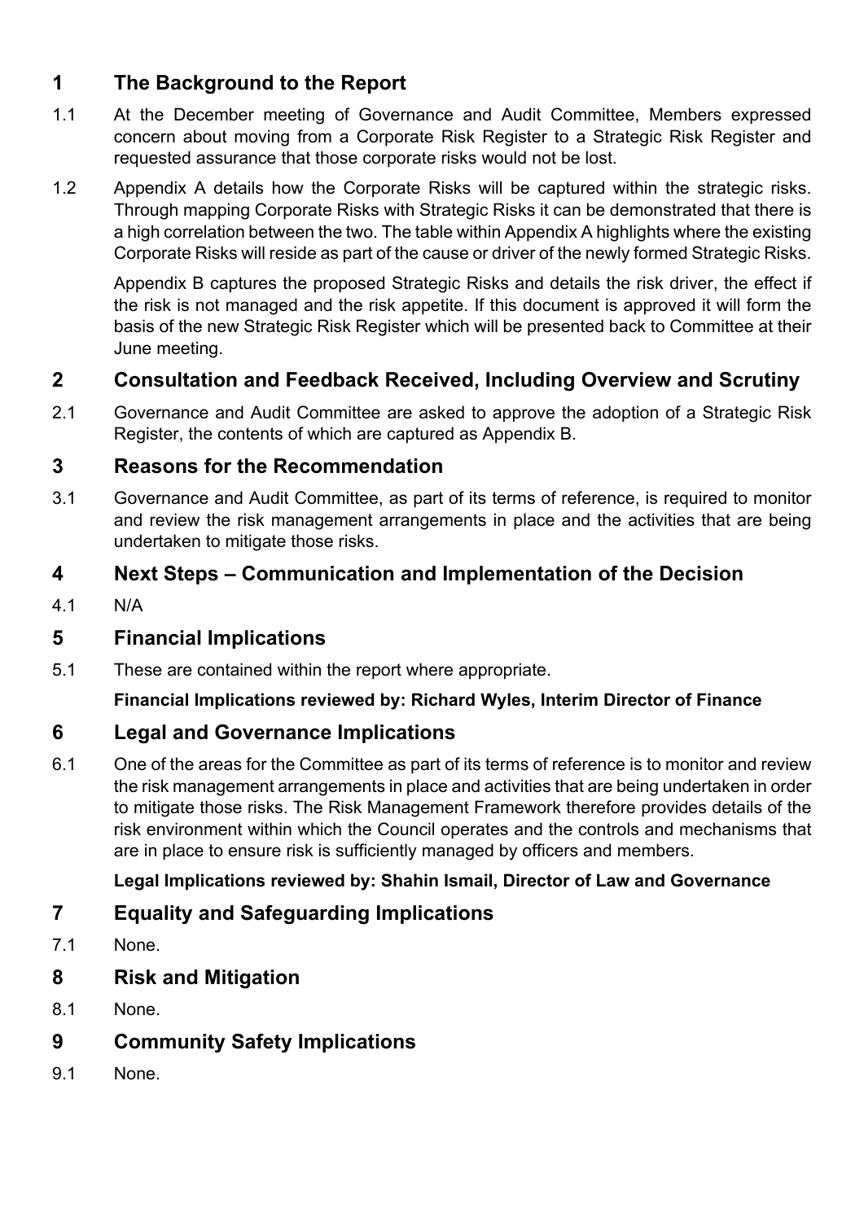## 1 The Background to the Report

1.1 At the December meeting of Governance and Audit Committee, Members expressed concern about moving from a Corporate Risk Register to a Strategic Risk Register and requested assurance that those corporate risks would not be lost.

1.2 Appendix A details how the Corporate Risks will be captured within the strategic risks. Through mapping Corporate Risks with Strategic Risks it can be demonstrated that there is a high correlation between the two. The table within Appendix A highlights where the existing Corporate Risks will reside as part of the cause or driver of the newly formed Strategic Risks.

Appendix B captures the proposed Strategic Risks and details the risk driver, the effect if the risk is not managed and the risk appetite. If this document is approved it will form the basis of the new Strategic Risk Register which will be presented back to Committee at their June meeting.

## 2 Consultation and Feedback Received, Including Overview and Scrutiny

2.1 Governance and Audit Committee are asked to approve the adoption of a Strategic Risk Register, the contents of which are captured as Appendix B.

## 3 Reasons for the Recommendation

3.1 Governance and Audit Committee, as part of its terms of reference, is required to monitor and review the risk management arrangements in place and the activities that are being undertaken to mitigate those risks.

## 4 Next Steps – Communication and Implementation of the Decision

4.1 N/A

## 5 Financial Implications

5.1 These are contained within the report where appropriate.

**Financial Implications reviewed by: Richard Wyles, Interim Director of Finance**

## 6 Legal and Governance Implications

6.1 One of the areas for the Committee as part of its terms of reference is to monitor and review the risk management arrangements in place and activities that are being undertaken in order to mitigate those risks. The Risk Management Framework therefore provides details of the risk environment within which the Council operates and the controls and mechanisms that are in place to ensure risk is sufficiently managed by officers and members.

**Legal Implications reviewed by: Shahin Ismail, Director of Law and Governance**

## 7 Equality and Safeguarding Implications

7.1 None.

## 8 Risk and Mitigation

8.1 None.

## 9 Community Safety Implications

9.1 None.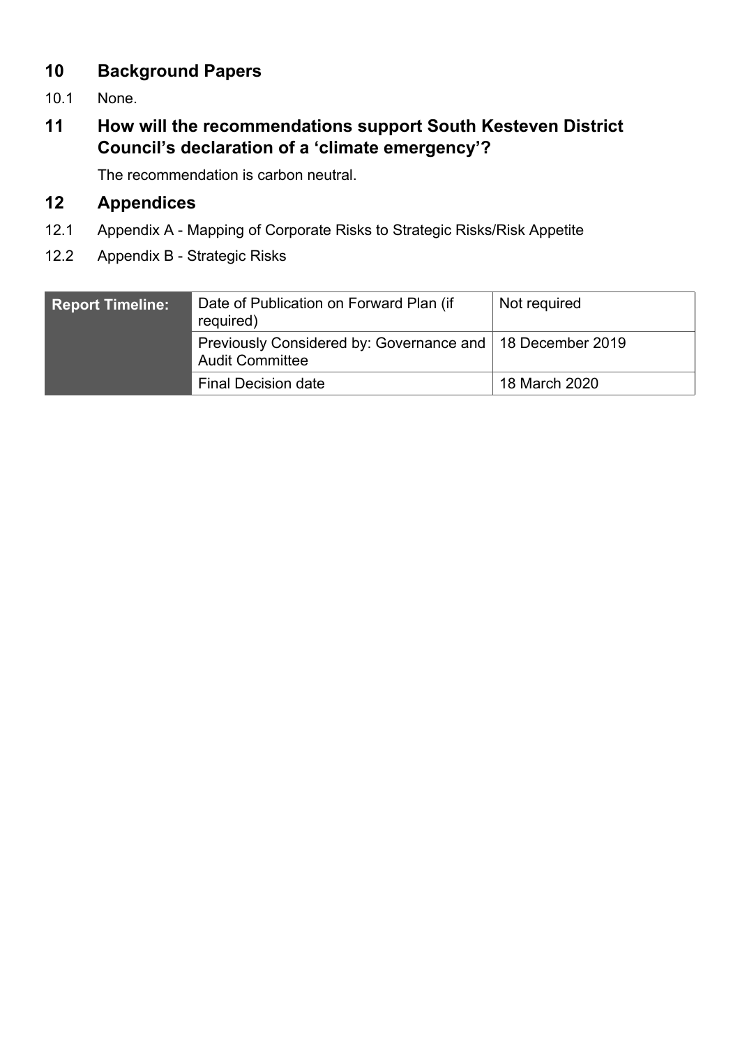## 10 Background Papers

10.1 None.

## 11 How will the recommendations support South Kesteven District Council's declaration of a 'climate emergency'?

The recommendation is carbon neutral.

## 12 Appendices

12.1 Appendix A - Mapping of Corporate Risks to Strategic Risks/Risk Appetite

12.2 Appendix B - Strategic Risks

| | | |
|---|---|---|
| **Report Timeline:** | Date of Publication on Forward Plan (if required) | Not required |
| | Previously Considered by: Governance and Audit Committee | 18 December 2019 |
| | Final Decision date | 18 March 2020 |